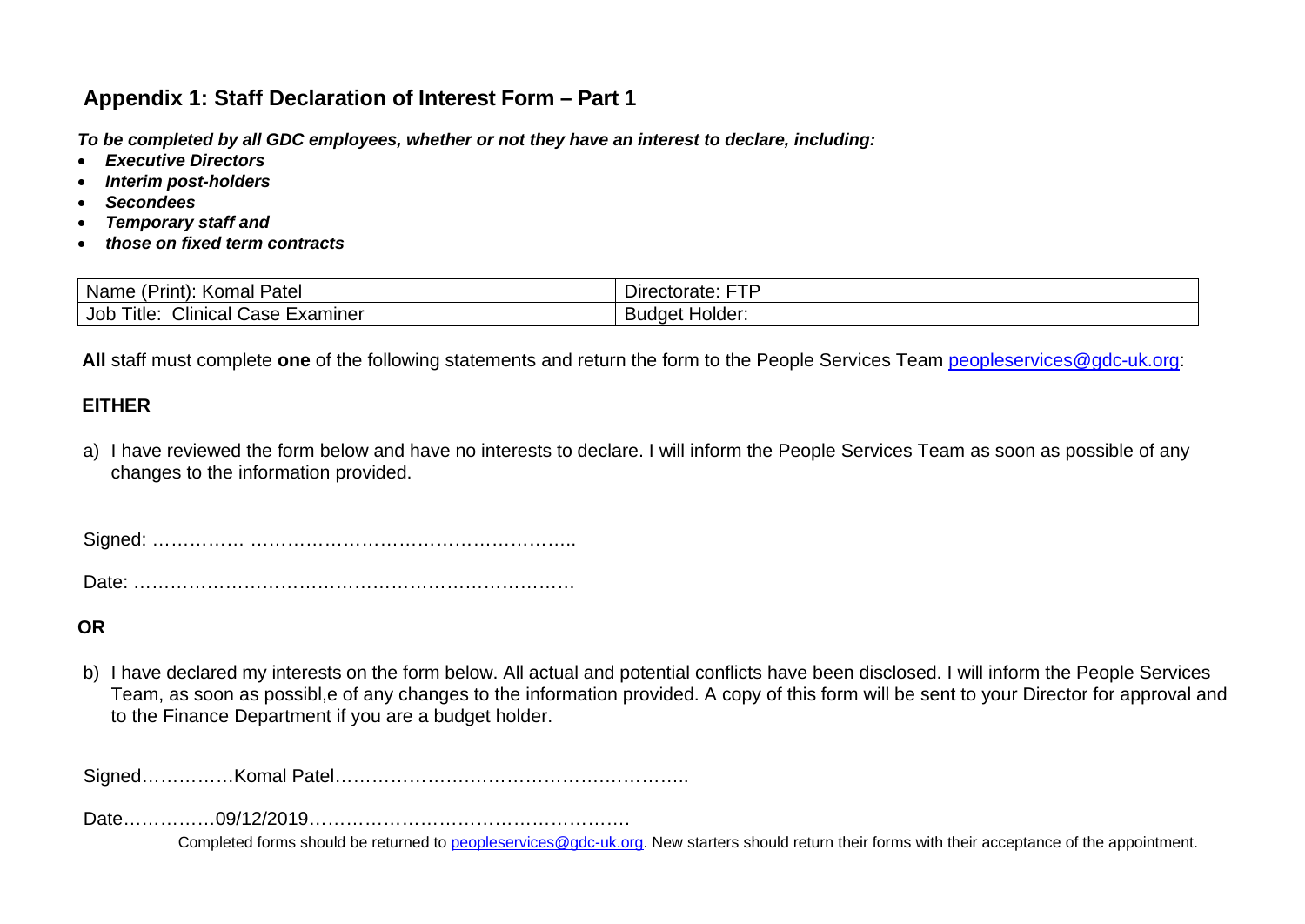## Appendix 1: Staff Declaration of Interest Form – Part 1

***To be completed by all GDC employees, whether or not they have an interest to declare, including:***

- ***Executive Directors***
- ***Interim post-holders***
- ***Secondees***
- ***Temporary staff and***
- ***those on fixed term contracts***

| Name (Print): Komal Patel | Directorate: FTP |
|---|---|
| Job Title: Clinical Case Examiner | Budget Holder: |

**All** staff must complete **one** of the following statements and return the form to the People Services Team peopleservices@gdc-uk.org:

**EITHER**

a) I have reviewed the form below and have no interests to declare. I will inform the People Services Team as soon as possible of any changes to the information provided.

Signed: …………… ……………………………………………..

Date: ………………………………………………………………

**OR**

b) I have declared my interests on the form below. All actual and potential conflicts have been disclosed. I will inform the People Services Team, as soon as possibl,e of any changes to the information provided. A copy of this form will be sent to your Director for approval and to the Finance Department if you are a budget holder.

Signed……………Komal Patel………………………………………………..

Date……………09/12/2019…………………………………………….

Completed forms should be returned to peopleservices@gdc-uk.org. New starters should return their forms with their acceptance of the appointment.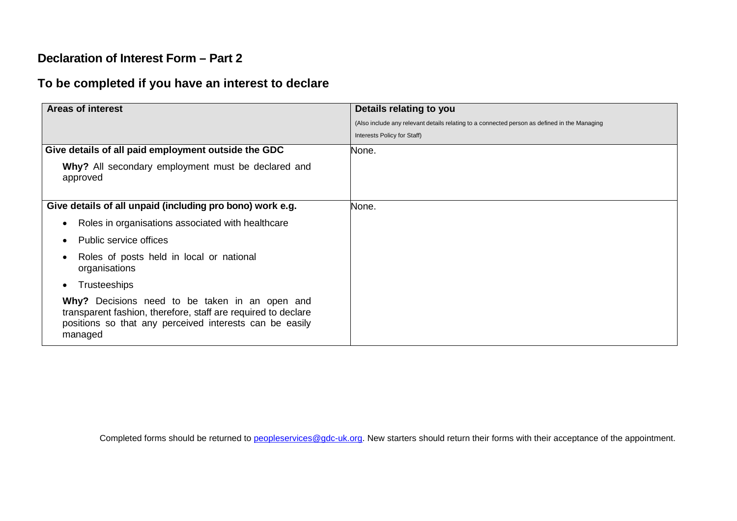## Declaration of Interest Form – Part 2

## To be completed if you have an interest to declare

| **Areas of interest** | **Details relating to you**<br>(Also include any relevant details relating to a connected person as defined in the Managing Interests Policy for Staff) |
|---|---|
| **Give details of all paid employment outside the GDC**<br><br>**Why?** All secondary employment must be declared and approved | None. |
| **Give details of all unpaid (including pro bono) work e.g.**<br><br>• Roles in organisations associated with healthcare<br>• Public service offices<br>• Roles of posts held in local or national organisations<br>• Trusteeships<br><br>**Why?** Decisions need to be taken in an open and transparent fashion, therefore, staff are required to declare positions so that any perceived interests can be easily managed | None. |

Completed forms should be returned to [peopleservices@gdc-uk.org](mailto:peopleservices@gdc-uk.org). New starters should return their forms with their acceptance of the appointment.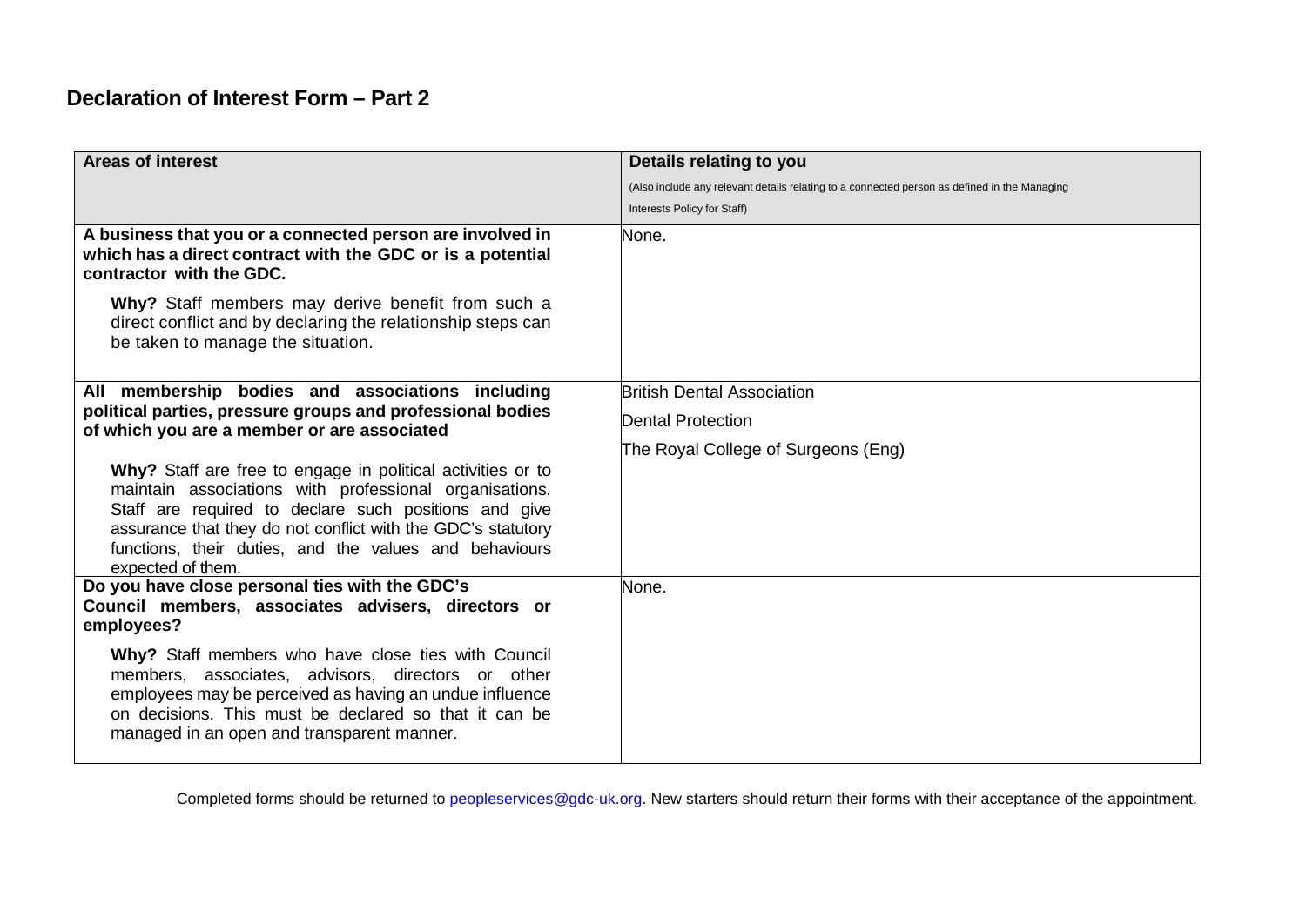## Declaration of Interest Form – Part 2

| Areas of interest | Details relating to you<br>(Also include any relevant details relating to a connected person as defined in the Managing Interests Policy for Staff) |
|---|---|
| **A business that you or a connected person are involved in which has a direct contract with the GDC or is a potential contractor with the GDC.**<br><br>**Why?** Staff members may derive benefit from such a direct conflict and by declaring the relationship steps can be taken to manage the situation. | None. |
| **All membership bodies and associations including political parties, pressure groups and professional bodies of which you are a member or are associated**<br><br>**Why?** Staff are free to engage in political activities or to maintain associations with professional organisations. Staff are required to declare such positions and give assurance that they do not conflict with the GDC's statutory functions, their duties, and the values and behaviours expected of them. | British Dental Association<br><br>Dental Protection<br><br>The Royal College of Surgeons (Eng) |
| **Do you have close personal ties with the GDC's Council members, associates advisers, directors or employees?**<br><br>**Why?** Staff members who have close ties with Council members, associates, advisors, directors or other employees may be perceived as having an undue influence on decisions. This must be declared so that it can be managed in an open and transparent manner. | None. |

Completed forms should be returned to peopleservices@gdc-uk.org. New starters should return their forms with their acceptance of the appointment.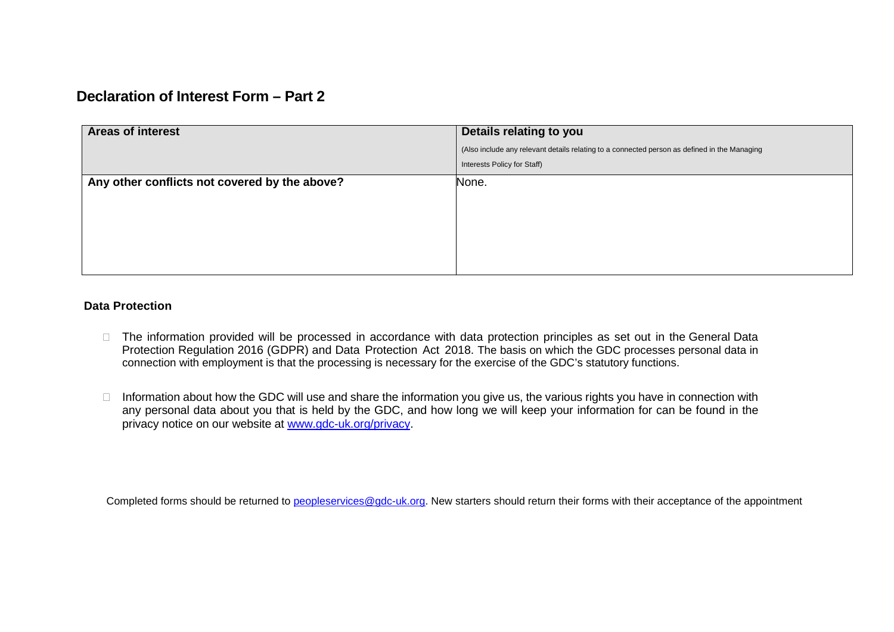## Declaration of Interest Form – Part 2

| Areas of interest | Details relating to you (Also include any relevant details relating to a connected person as defined in the Managing Interests Policy for Staff) |
|---|---|
| **Any other conflicts not covered by the above?** | None. |

**Data Protection**

- The information provided will be processed in accordance with data protection principles as set out in the General Data Protection Regulation 2016 (GDPR) and Data Protection Act 2018. The basis on which the GDC processes personal data in connection with employment is that the processing is necessary for the exercise of the GDC's statutory functions.
- Information about how the GDC will use and share the information you give us, the various rights you have in connection with any personal data about you that is held by the GDC, and how long we will keep your information for can be found in the privacy notice on our website at [www.gdc-uk.org/privacy](www.gdc-uk.org/privacy).

Completed forms should be returned to [peopleservices@gdc-uk.org](mailto:peopleservices@gdc-uk.org). New starters should return their forms with their acceptance of the appointment